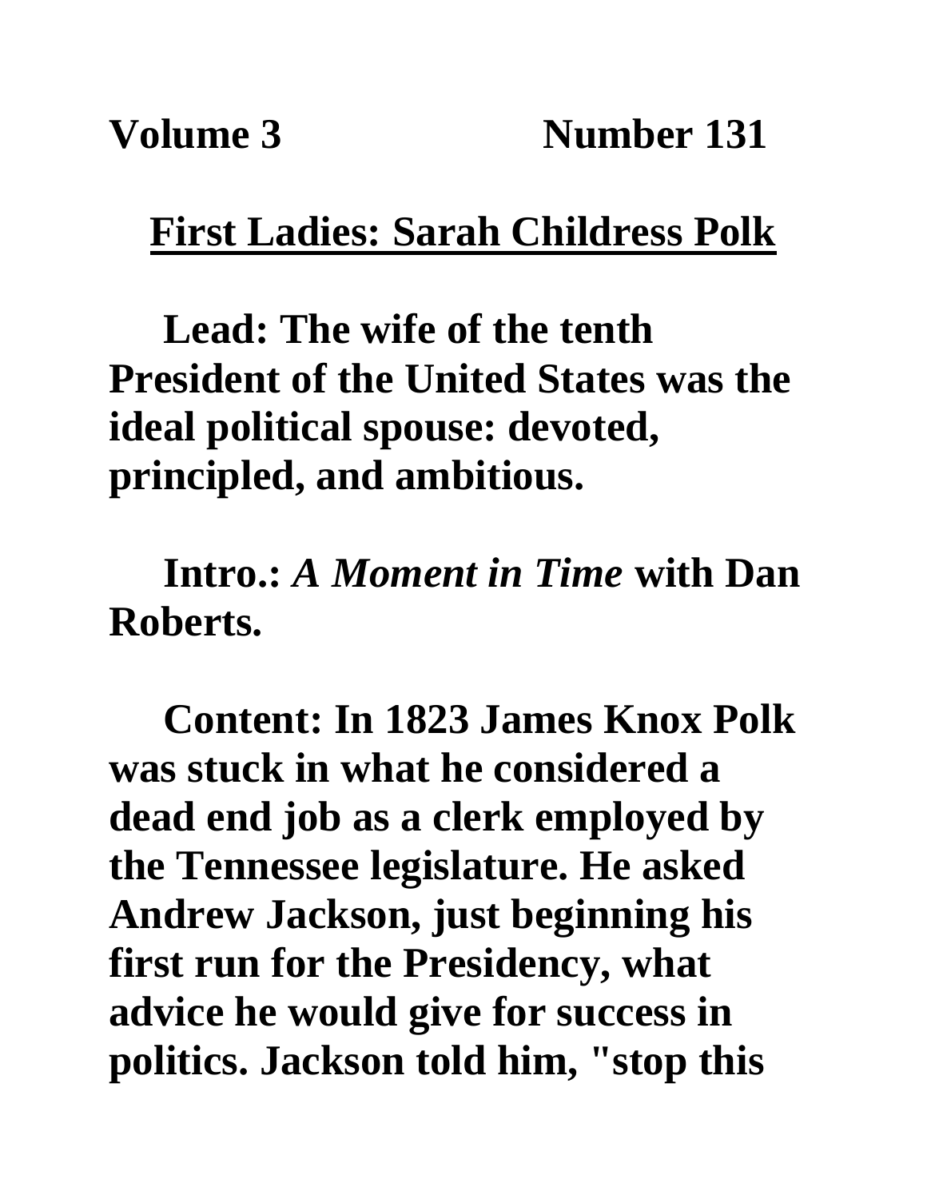**Volume 3 Number 131**

# First Ladies: Sarah Childress Polk

**Lead: The wife of the tenth President of the United States was the ideal political spouse: devoted, principled, and ambitious.**

**Intro.: *A Moment in Time* with Dan Roberts.**

**Content: In 1823 James Knox Polk was stuck in what he considered a dead end job as a clerk employed by the Tennessee legislature. He asked Andrew Jackson, just beginning his first run for the Presidency, what advice he would give for success in politics. Jackson told him, "stop this**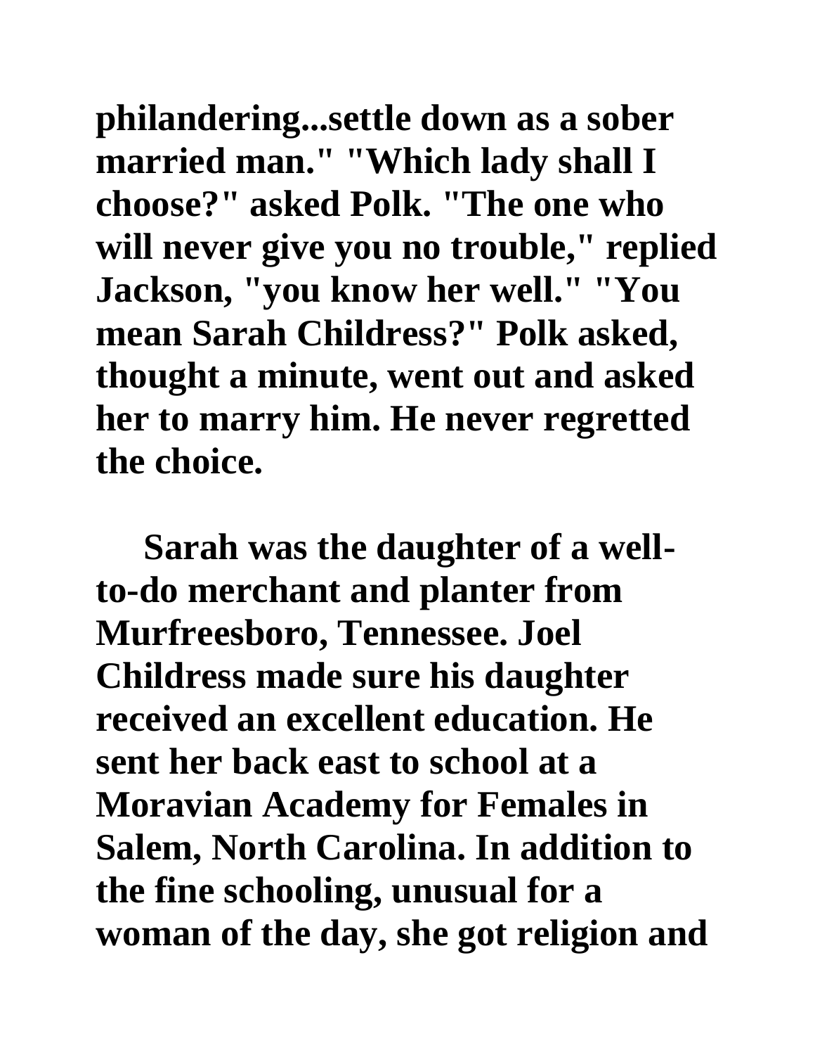philandering...settle down as a sober married man." "Which lady shall I choose?" asked Polk. "The one who will never give you no trouble," replied Jackson, "you know her well." "You mean Sarah Childress?" Polk asked, thought a minute, went out and asked her to marry him. He never regretted the choice.

Sarah was the daughter of a well-to-do merchant and planter from Murfreesboro, Tennessee. Joel Childress made sure his daughter received an excellent education. He sent her back east to school at a Moravian Academy for Females in Salem, North Carolina. In addition to the fine schooling, unusual for a woman of the day, she got religion and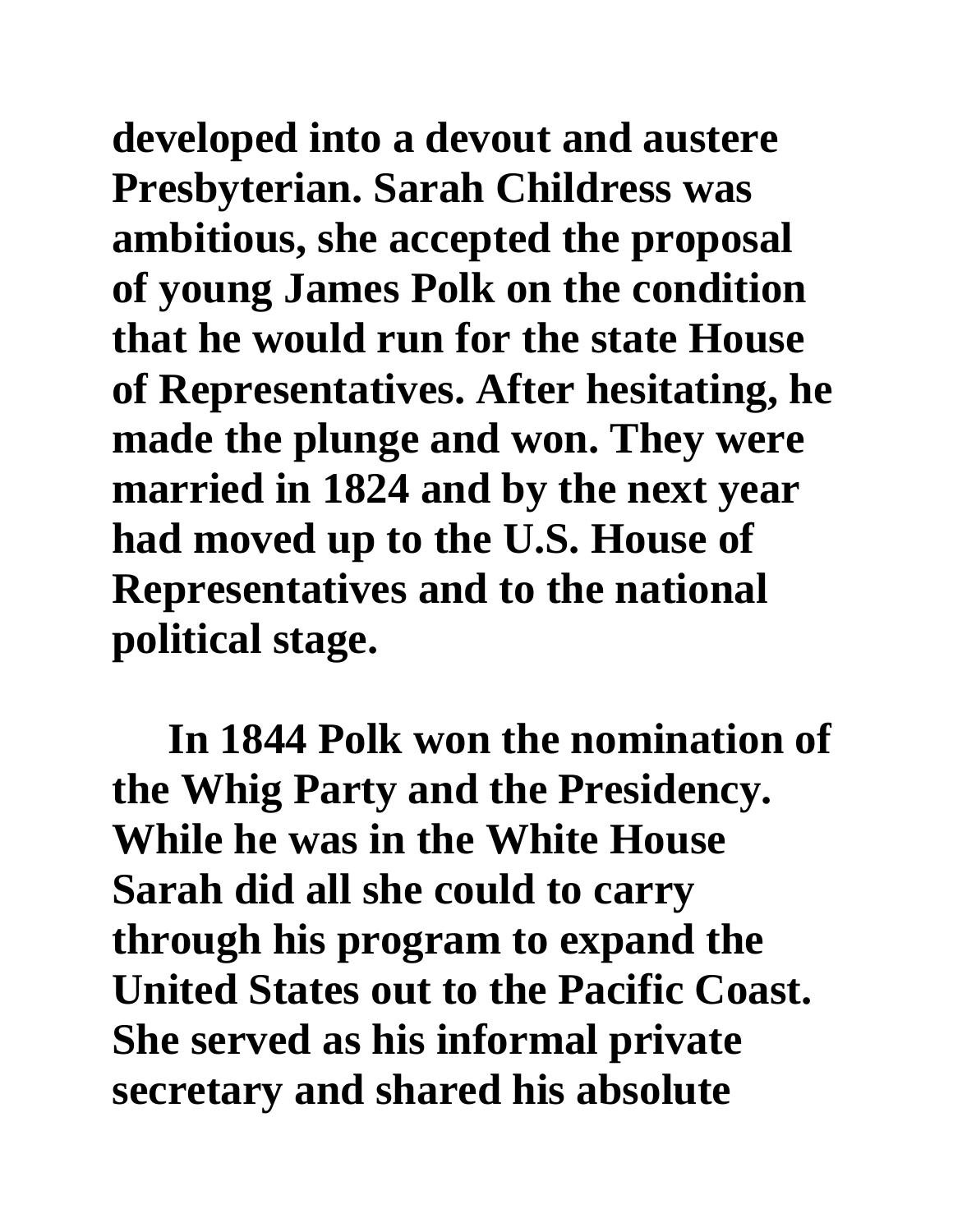developed into a devout and austere Presbyterian. Sarah Childress was ambitious, she accepted the proposal of young James Polk on the condition that he would run for the state House of Representatives. After hesitating, he made the plunge and won. They were married in 1824 and by the next year had moved up to the U.S. House of Representatives and to the national political stage.

In 1844 Polk won the nomination of the Whig Party and the Presidency. While he was in the White House Sarah did all she could to carry through his program to expand the United States out to the Pacific Coast. She served as his informal private secretary and shared his absolute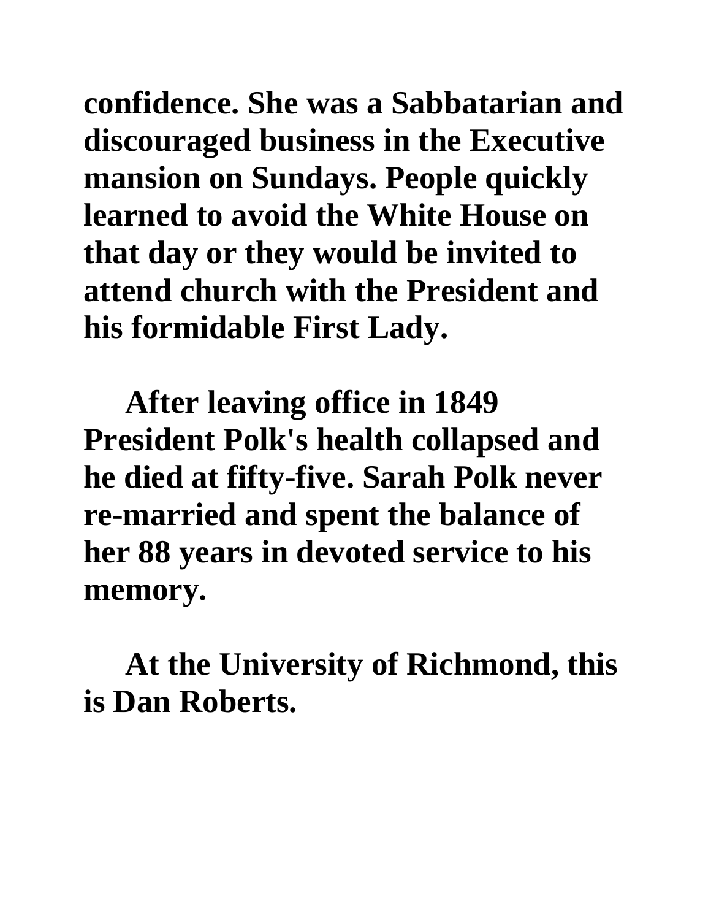**confidence. She was a Sabbatarian and discouraged business in the Executive mansion on Sundays. People quickly learned to avoid the White House on that day or they would be invited to attend church with the President and his formidable First Lady.**

**After leaving office in 1849 President Polk's health collapsed and he died at fifty-five. Sarah Polk never re-married and spent the balance of her 88 years in devoted service to his memory.**

**At the University of Richmond, this is Dan Roberts.**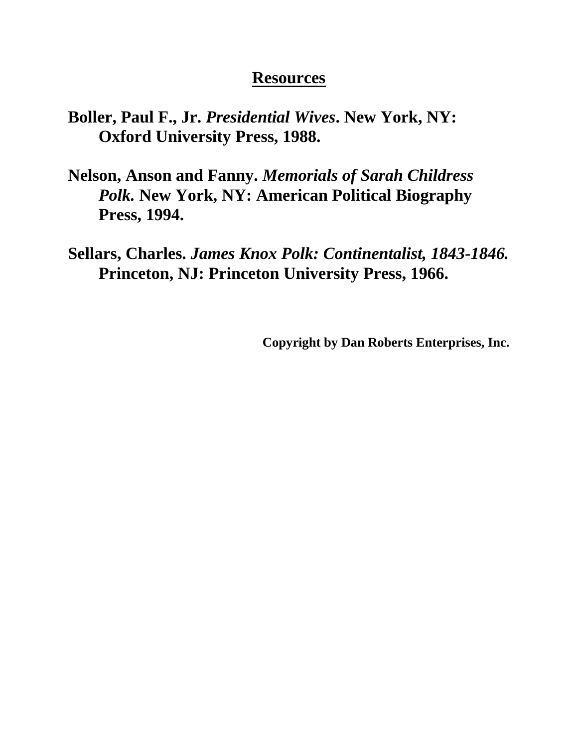## Resources

**Boller, Paul F., Jr. *Presidential Wives*. New York, NY: Oxford University Press, 1988.**

**Nelson, Anson and Fanny. *Memorials of Sarah Childress Polk.* New York, NY: American Political Biography Press, 1994.**

**Sellars, Charles. *James Knox Polk: Continentalist, 1843-1846.* Princeton, NJ: Princeton University Press, 1966.**

**Copyright by Dan Roberts Enterprises, Inc.**